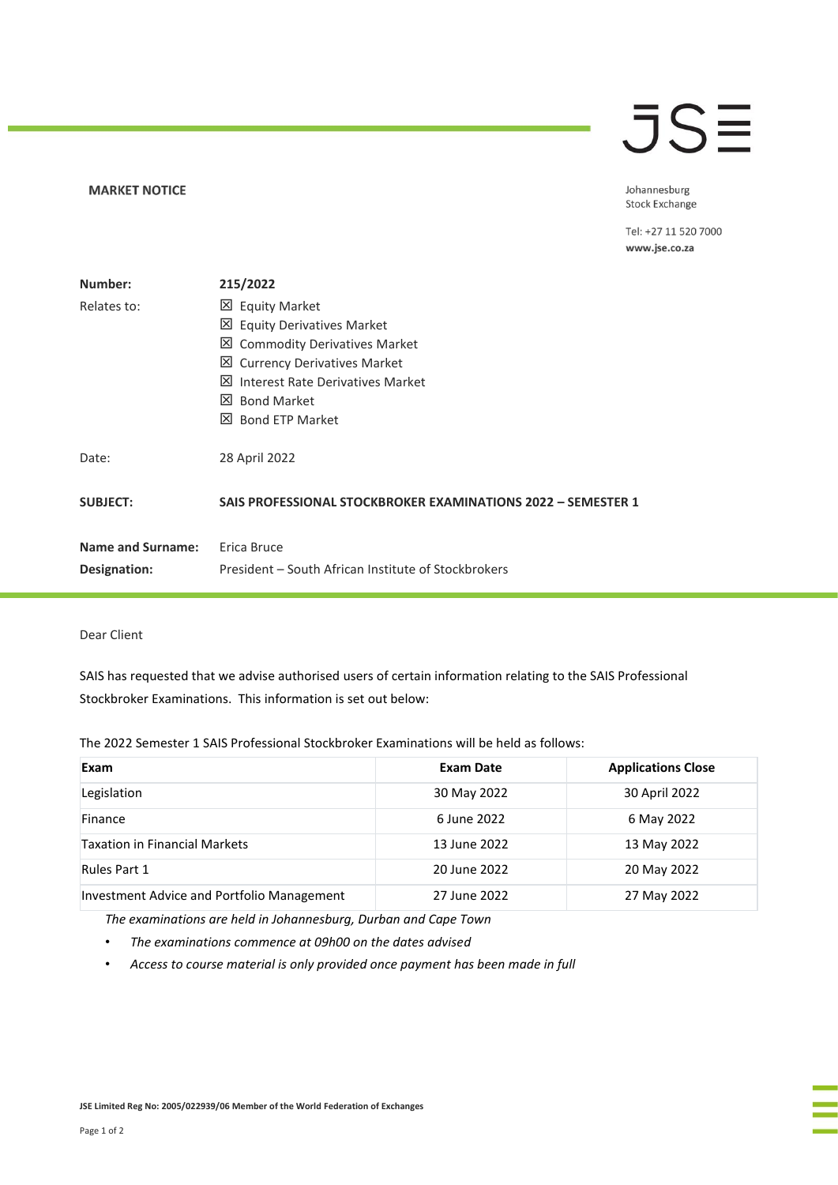**MARKET NOTICE**

Johannesburg Stock Exchange

Tel: +27 11 520 7000
**www.jse.co.za**

| | |
|---|---|
| **Number:** | **215/2022** |
| Relates to: | ☒ Equity Market<br>☒ Equity Derivatives Market<br>☒ Commodity Derivatives Market<br>☒ Currency Derivatives Market<br>☒ Interest Rate Derivatives Market<br>☒ Bond Market<br>☒ Bond ETP Market |
| Date: | 28 April 2022 |
| **SUBJECT:** | **SAIS PROFESSIONAL STOCKBROKER EXAMINATIONS 2022 – SEMESTER 1** |
| **Name and Surname:** | Erica Bruce |
| **Designation:** | President – South African Institute of Stockbrokers |

Dear Client

SAIS has requested that we advise authorised users of certain information relating to the SAIS Professional Stockbroker Examinations. This information is set out below:

The 2022 Semester 1 SAIS Professional Stockbroker Examinations will be held as follows:

| Exam | Exam Date | Applications Close |
|---|---|---|
| Legislation | 30 May 2022 | 30 April 2022 |
| Finance | 6 June 2022 | 6 May 2022 |
| Taxation in Financial Markets | 13 June 2022 | 13 May 2022 |
| Rules Part 1 | 20 June 2022 | 20 May 2022 |
| Investment Advice and Portfolio Management | 27 June 2022 | 27 May 2022 |

*The examinations are held in Johannesburg, Durban and Cape Town*

- *The examinations commence at 09h00 on the dates advised*
- *Access to course material is only provided once payment has been made in full*

**JSE Limited Reg No: 2005/022939/06 Member of the World Federation of Exchanges**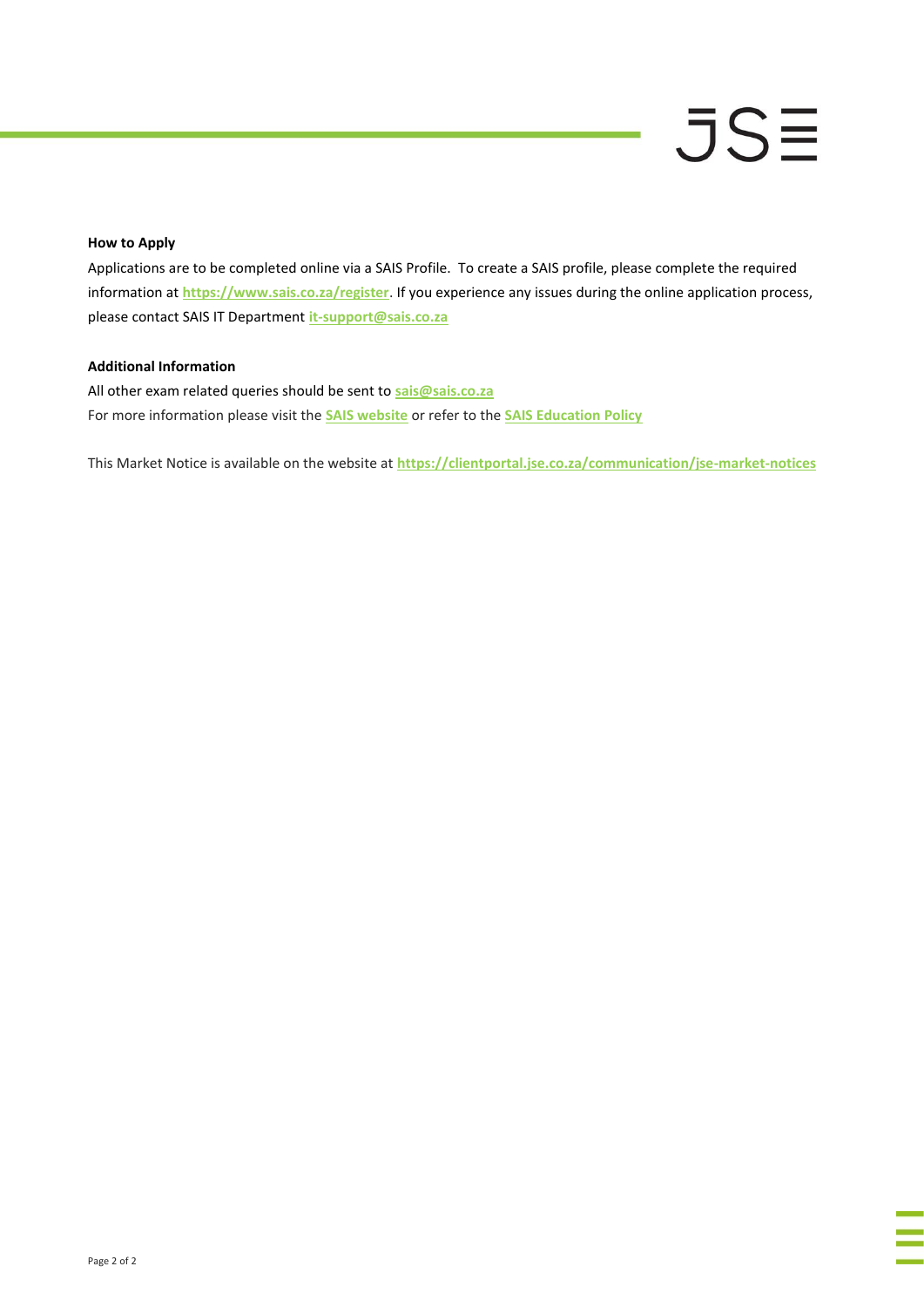**How to Apply**

Applications are to be completed online via a SAIS Profile. To create a SAIS profile, please complete the required information at **https://www.sais.co.za/register**. If you experience any issues during the online application process, please contact SAIS IT Department **it-support@sais.co.za**

**Additional Information**

All other exam related queries should be sent to **sais@sais.co.za**

For more information please visit the **SAIS website** or refer to the **SAIS Education Policy**

This Market Notice is available on the website at **https://clientportal.jse.co.za/communication/jse-market-notices**